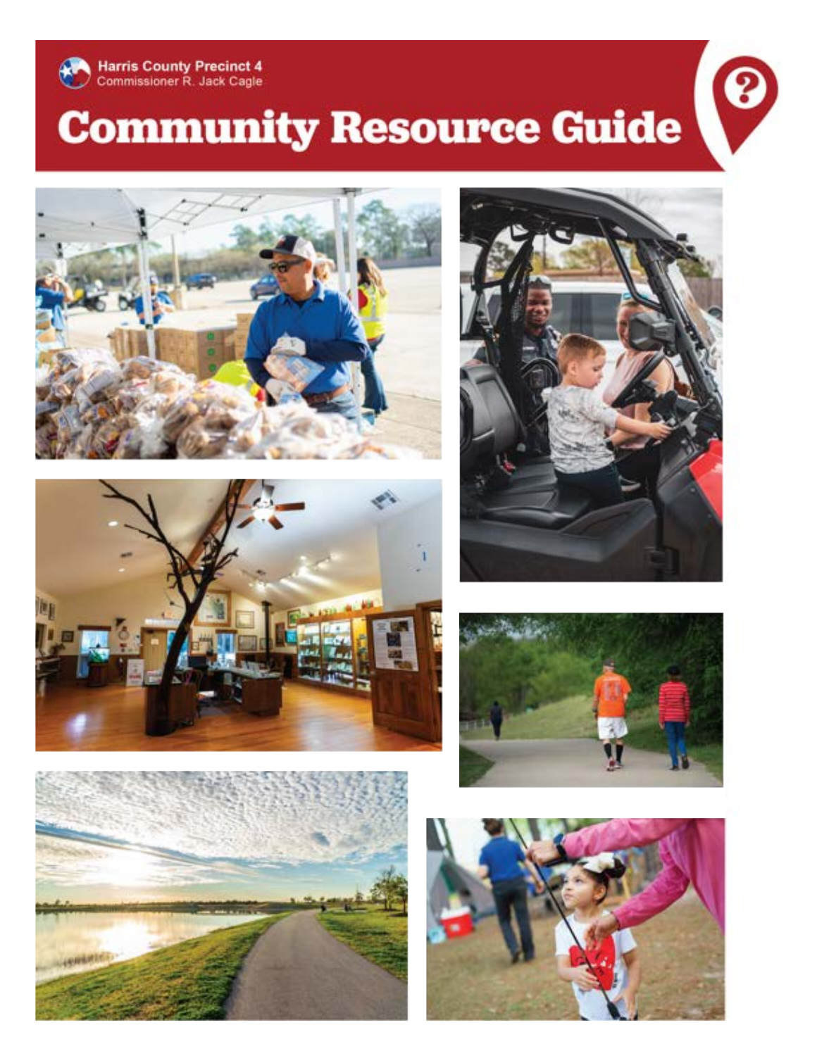Harris County Precinct 4
Commissioner R. Jack Cagle

# Community Resource Guide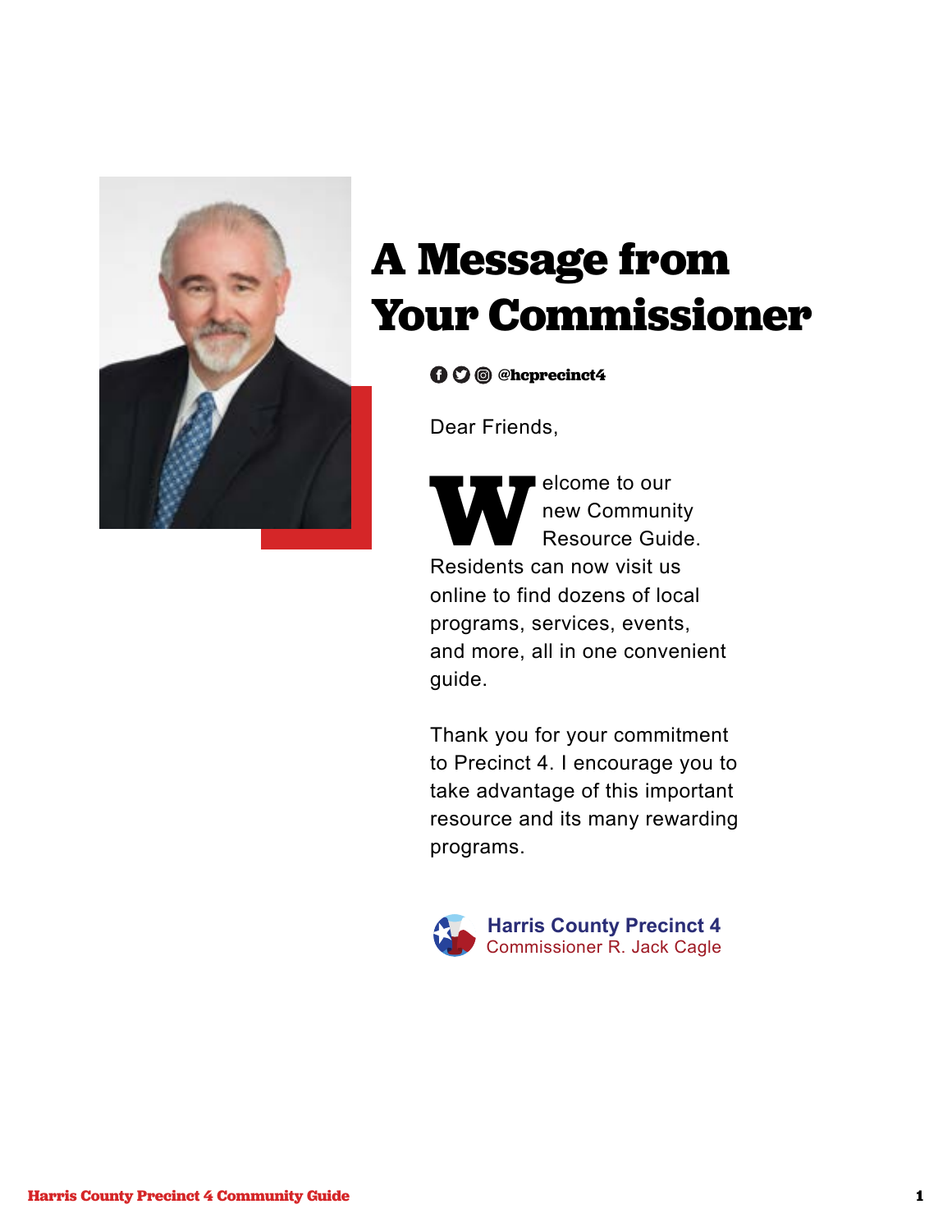# A Message from Your Commissioner

@hcprecinct4

Dear Friends,

Welcome to our new Community Resource Guide. Residents can now visit us online to find dozens of local programs, services, events, and more, all in one convenient guide.

Thank you for your commitment to Precinct 4. I encourage you to take advantage of this important resource and its many rewarding programs.

**Harris County Precinct 4**
Commissioner R. Jack Cagle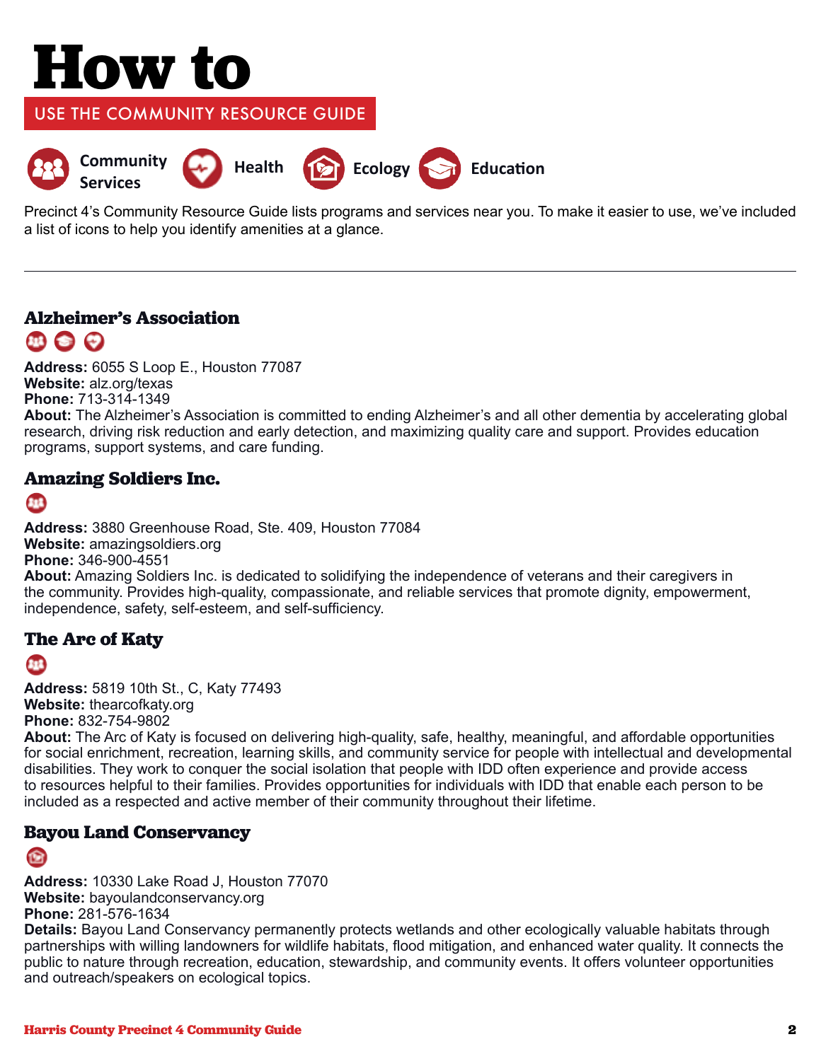# How to

## USE THE COMMUNITY RESOURCE GUIDE

Community Services | Health | Ecology | Education

Precinct 4's Community Resource Guide lists programs and services near you. To make it easier to use, we've included a list of icons to help you identify amenities at a glance.

---

### Alzheimer's Association

**Address:** 6055 S Loop E., Houston 77087
**Website:** alz.org/texas
**Phone:** 713-314-1349
**About:** The Alzheimer's Association is committed to ending Alzheimer's and all other dementia by accelerating global research, driving risk reduction and early detection, and maximizing quality care and support. Provides education programs, support systems, and care funding.

### Amazing Soldiers Inc.

**Address:** 3880 Greenhouse Road, Ste. 409, Houston 77084
**Website:** amazingsoldiers.org
**Phone:** 346-900-4551
**About:** Amazing Soldiers Inc. is dedicated to solidifying the independence of veterans and their caregivers in the community. Provides high-quality, compassionate, and reliable services that promote dignity, empowerment, independence, safety, self-esteem, and self-sufficiency.

### The Arc of Katy

**Address:** 5819 10th St., C, Katy 77493
**Website:** thearcofkaty.org
**Phone:** 832-754-9802
**About:** The Arc of Katy is focused on delivering high-quality, safe, healthy, meaningful, and affordable opportunities for social enrichment, recreation, learning skills, and community service for people with intellectual and developmental disabilities. They work to conquer the social isolation that people with IDD often experience and provide access to resources helpful to their families. Provides opportunities for individuals with IDD that enable each person to be included as a respected and active member of their community throughout their lifetime.

### Bayou Land Conservancy

**Address:** 10330 Lake Road J, Houston 77070
**Website:** bayoulandconservancy.org
**Phone:** 281-576-1634
**Details:** Bayou Land Conservancy permanently protects wetlands and other ecologically valuable habitats through partnerships with willing landowners for wildlife habitats, flood mitigation, and enhanced water quality. It connects the public to nature through recreation, education, stewardship, and community events. It offers volunteer opportunities and outreach/speakers on ecological topics.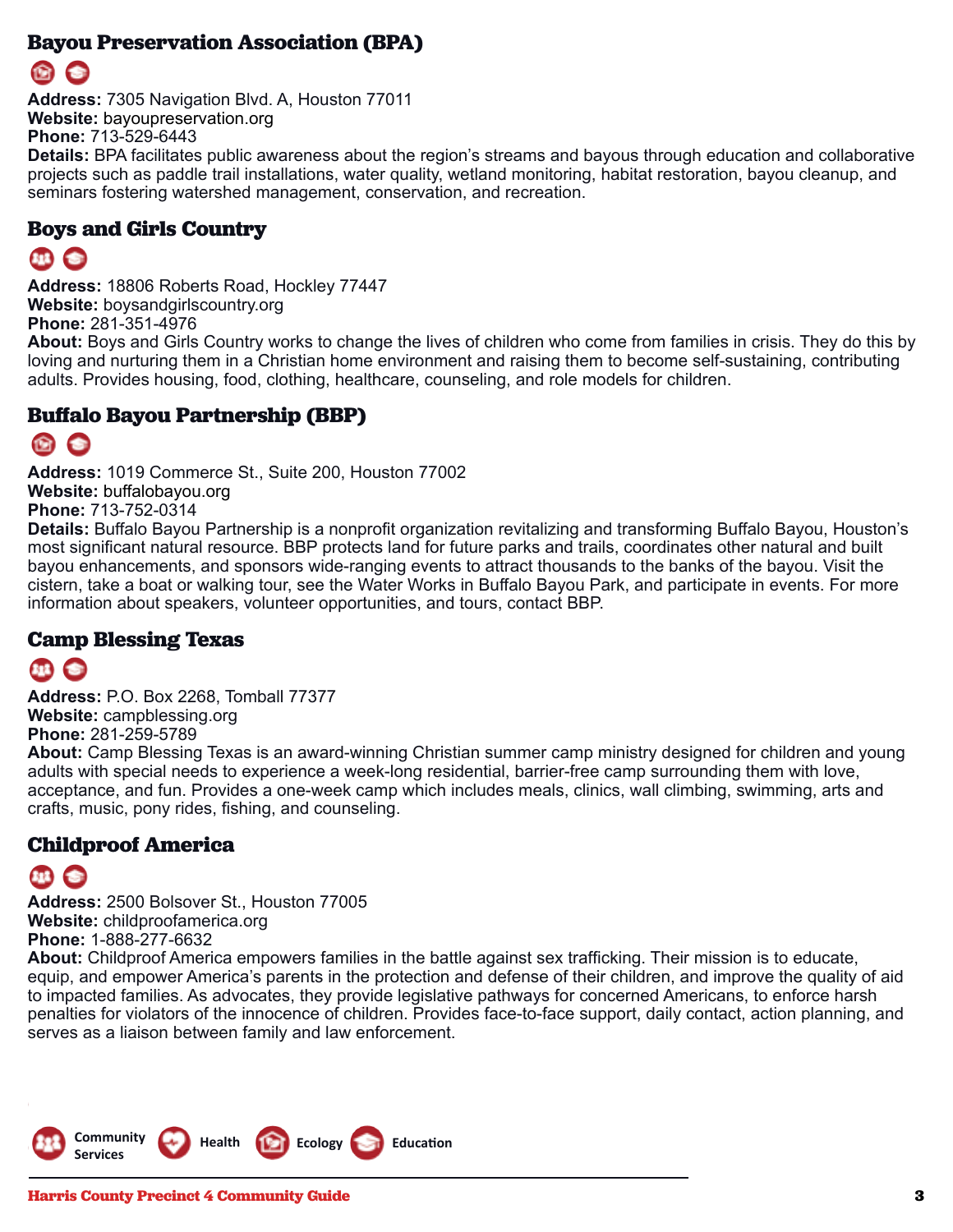## Bayou Preservation Association (BPA)

**Address:** 7305 Navigation Blvd. A, Houston 77011
**Website:** bayoupreservation.org
**Phone:** 713-529-6443
**Details:** BPA facilitates public awareness about the region's streams and bayous through education and collaborative projects such as paddle trail installations, water quality, wetland monitoring, habitat restoration, bayou cleanup, and seminars fostering watershed management, conservation, and recreation.

## Boys and Girls Country

**Address:** 18806 Roberts Road, Hockley 77447
**Website:** boysandgirlscountry.org
**Phone:** 281-351-4976
**About:** Boys and Girls Country works to change the lives of children who come from families in crisis. They do this by loving and nurturing them in a Christian home environment and raising them to become self-sustaining, contributing adults. Provides housing, food, clothing, healthcare, counseling, and role models for children.

## Buffalo Bayou Partnership (BBP)

**Address:** 1019 Commerce St., Suite 200, Houston 77002
**Website:** buffalobayou.org
**Phone:** 713-752-0314
**Details:** Buffalo Bayou Partnership is a nonprofit organization revitalizing and transforming Buffalo Bayou, Houston's most significant natural resource. BBP protects land for future parks and trails, coordinates other natural and built bayou enhancements, and sponsors wide-ranging events to attract thousands to the banks of the bayou. Visit the cistern, take a boat or walking tour, see the Water Works in Buffalo Bayou Park, and participate in events. For more information about speakers, volunteer opportunities, and tours, contact BBP.

## Camp Blessing Texas

**Address:** P.O. Box 2268, Tomball 77377
**Website:** campblessing.org
**Phone:** 281-259-5789
**About:** Camp Blessing Texas is an award-winning Christian summer camp ministry designed for children and young adults with special needs to experience a week-long residential, barrier-free camp surrounding them with love, acceptance, and fun. Provides a one-week camp which includes meals, clinics, wall climbing, swimming, arts and crafts, music, pony rides, fishing, and counseling.

## Childproof America

**Address:** 2500 Bolsover St., Houston 77005
**Website:** childproofamerica.org
**Phone:** 1-888-277-6632
**About:** Childproof America empowers families in the battle against sex trafficking. Their mission is to educate, equip, and empower America's parents in the protection and defense of their children, and improve the quality of aid to impacted families. As advocates, they provide legislative pathways for concerned Americans, to enforce harsh penalties for violators of the innocence of children. Provides face-to-face support, daily contact, action planning, and serves as a liaison between family and law enforcement.

Community Services | Health | Ecology | Education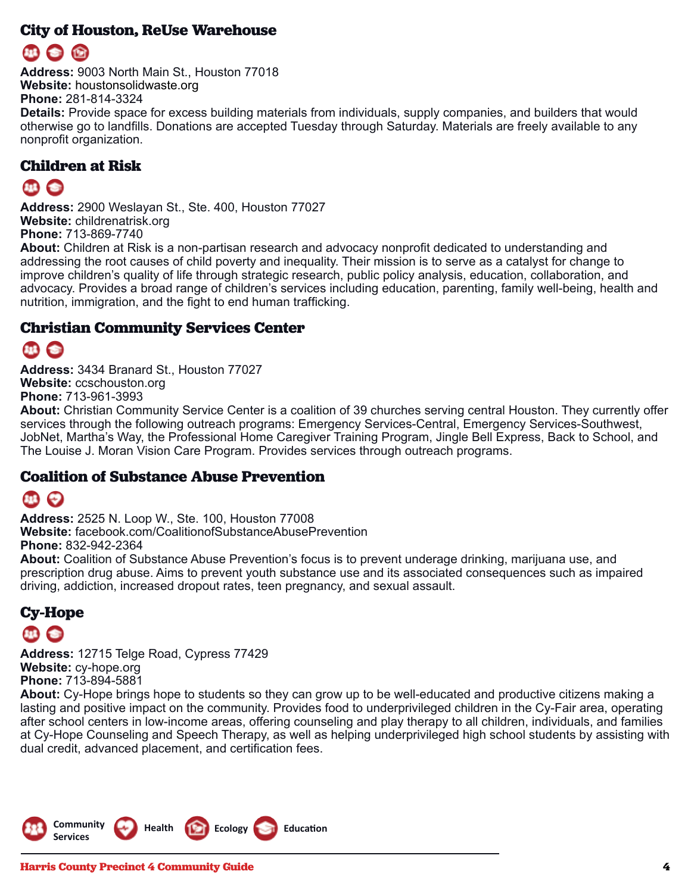## City of Houston, ReUse Warehouse

**Address:** 9003 North Main St., Houston 77018
**Website:** houstonsolidwaste.org
**Phone:** 281-814-3324
**Details:** Provide space for excess building materials from individuals, supply companies, and builders that would otherwise go to landfills. Donations are accepted Tuesday through Saturday. Materials are freely available to any nonprofit organization.

## Children at Risk

**Address:** 2900 Weslayan St., Ste. 400, Houston 77027
**Website:** childrenatrisk.org
**Phone:** 713-869-7740
**About:** Children at Risk is a non-partisan research and advocacy nonprofit dedicated to understanding and addressing the root causes of child poverty and inequality. Their mission is to serve as a catalyst for change to improve children's quality of life through strategic research, public policy analysis, education, collaboration, and advocacy. Provides a broad range of children's services including education, parenting, family well-being, health and nutrition, immigration, and the fight to end human trafficking.

## Christian Community Services Center

**Address:** 3434 Branard St., Houston 77027
**Website:** ccschouston.org
**Phone:** 713-961-3993
**About:** Christian Community Service Center is a coalition of 39 churches serving central Houston. They currently offer services through the following outreach programs: Emergency Services-Central, Emergency Services-Southwest, JobNet, Martha's Way, the Professional Home Caregiver Training Program, Jingle Bell Express, Back to School, and The Louise J. Moran Vision Care Program. Provides services through outreach programs.

## Coalition of Substance Abuse Prevention

**Address:** 2525 N. Loop W., Ste. 100, Houston 77008
**Website:** facebook.com/CoalitionofSubstanceAbusePrevention
**Phone:** 832-942-2364
**About:** Coalition of Substance Abuse Prevention's focus is to prevent underage drinking, marijuana use, and prescription drug abuse. Aims to prevent youth substance use and its associated consequences such as impaired driving, addiction, increased dropout rates, teen pregnancy, and sexual assault.

## Cy-Hope

**Address:** 12715 Telge Road, Cypress 77429
**Website:** cy-hope.org
**Phone:** 713-894-5881
**About:** Cy-Hope brings hope to students so they can grow up to be well-educated and productive citizens making a lasting and positive impact on the community. Provides food to underprivileged children in the Cy-Fair area, operating after school centers in low-income areas, offering counseling and play therapy to all children, individuals, and families at Cy-Hope Counseling and Speech Therapy, as well as helping underprivileged high school students by assisting with dual credit, advanced placement, and certification fees.

Community Services | Health | Ecology | Education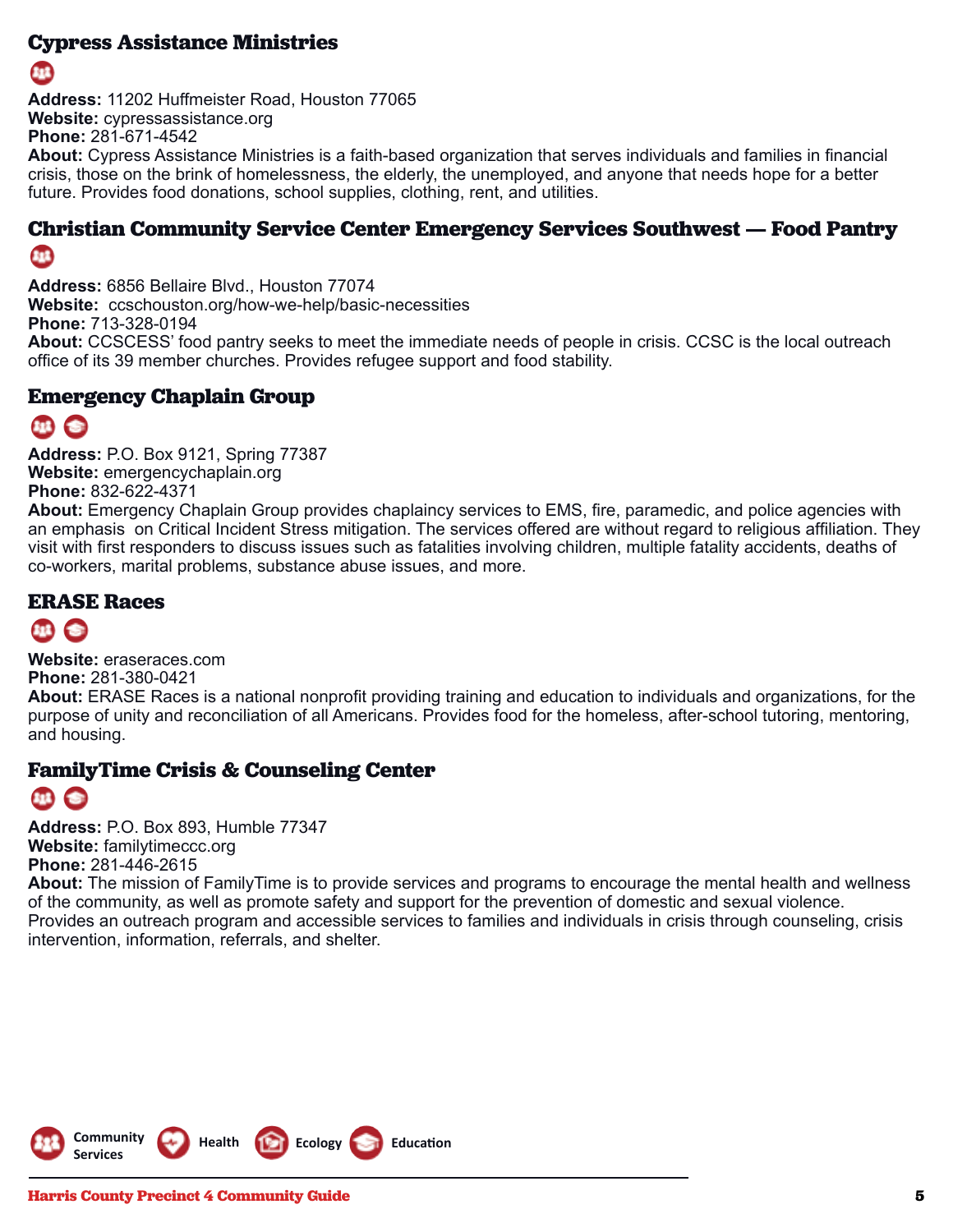## Cypress Assistance Ministries

**Address:** 11202 Huffmeister Road, Houston 77065
**Website:** cypressassistance.org
**Phone:** 281-671-4542
**About:** Cypress Assistance Ministries is a faith-based organization that serves individuals and families in financial crisis, those on the brink of homelessness, the elderly, the unemployed, and anyone that needs hope for a better future. Provides food donations, school supplies, clothing, rent, and utilities.

## Christian Community Service Center Emergency Services Southwest — Food Pantry

**Address:** 6856 Bellaire Blvd., Houston 77074
**Website:** ccschouston.org/how-we-help/basic-necessities
**Phone:** 713-328-0194
**About:** CCSCESS' food pantry seeks to meet the immediate needs of people in crisis. CCSC is the local outreach office of its 39 member churches. Provides refugee support and food stability.

## Emergency Chaplain Group

**Address:** P.O. Box 9121, Spring 77387
**Website:** emergencychaplain.org
**Phone:** 832-622-4371
**About:** Emergency Chaplain Group provides chaplaincy services to EMS, fire, paramedic, and police agencies with an emphasis on Critical Incident Stress mitigation. The services offered are without regard to religious affiliation. They visit with first responders to discuss issues such as fatalities involving children, multiple fatality accidents, deaths of co-workers, marital problems, substance abuse issues, and more.

## ERASE Races

**Website:** eraseraces.com
**Phone:** 281-380-0421
**About:** ERASE Races is a national nonprofit providing training and education to individuals and organizations, for the purpose of unity and reconciliation of all Americans. Provides food for the homeless, after-school tutoring, mentoring, and housing.

## FamilyTime Crisis & Counseling Center

**Address:** P.O. Box 893, Humble 77347
**Website:** familytimeccc.org
**Phone:** 281-446-2615
**About:** The mission of FamilyTime is to provide services and programs to encourage the mental health and wellness of the community, as well as promote safety and support for the prevention of domestic and sexual violence. Provides an outreach program and accessible services to families and individuals in crisis through counseling, crisis intervention, information, referrals, and shelter.

Community Services | Health | Ecology | Education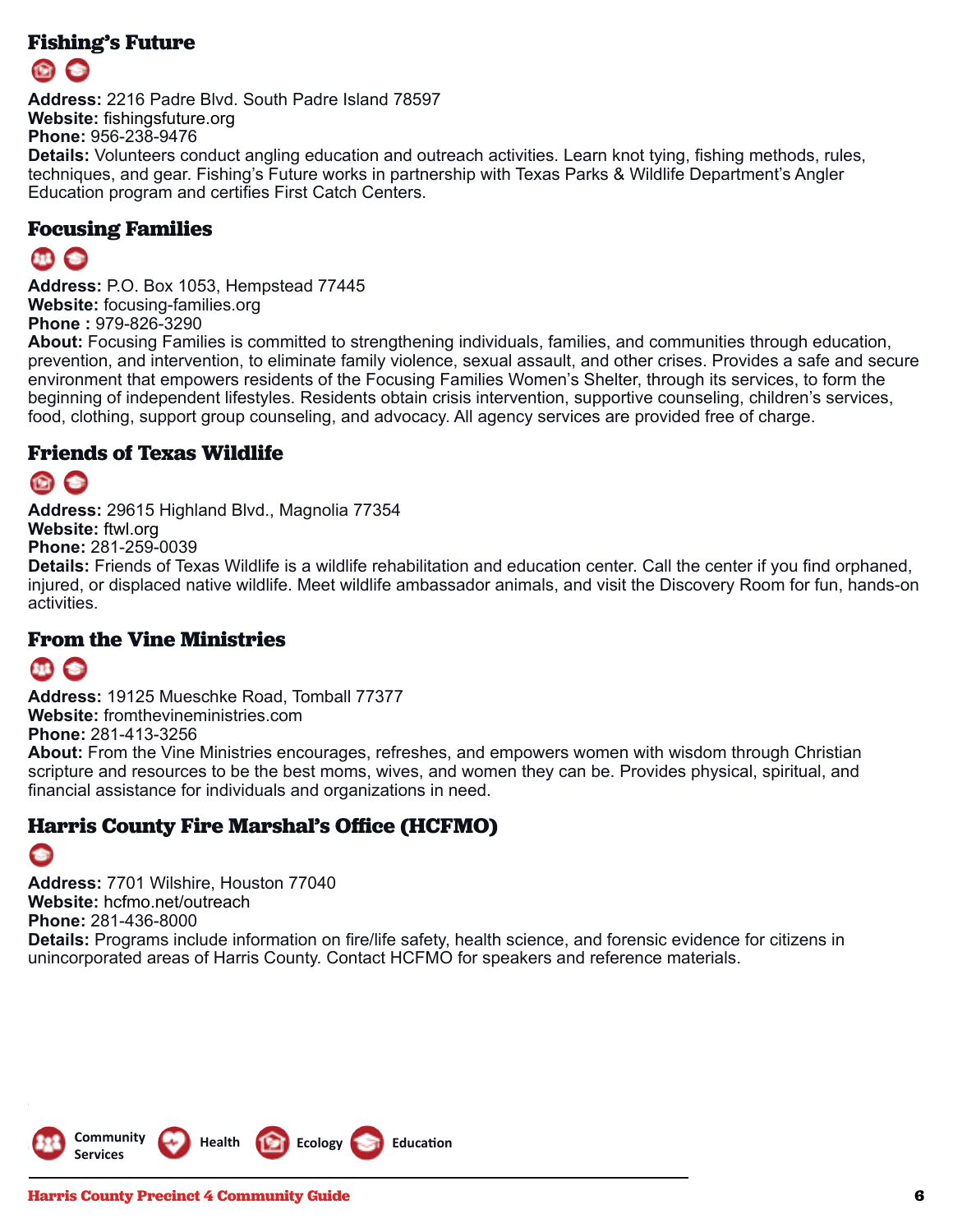## Fishing's Future

**Address:** 2216 Padre Blvd. South Padre Island 78597
**Website:** fishingsfuture.org
**Phone:** 956-238-9476
**Details:** Volunteers conduct angling education and outreach activities. Learn knot tying, fishing methods, rules, techniques, and gear. Fishing's Future works in partnership with Texas Parks & Wildlife Department's Angler Education program and certifies First Catch Centers.

## Focusing Families

**Address:** P.O. Box 1053, Hempstead 77445
**Website:** focusing-families.org
**Phone :** 979-826-3290
**About:** Focusing Families is committed to strengthening individuals, families, and communities through education, prevention, and intervention, to eliminate family violence, sexual assault, and other crises. Provides a safe and secure environment that empowers residents of the Focusing Families Women's Shelter, through its services, to form the beginning of independent lifestyles. Residents obtain crisis intervention, supportive counseling, children's services, food, clothing, support group counseling, and advocacy. All agency services are provided free of charge.

## Friends of Texas Wildlife

**Address:** 29615 Highland Blvd., Magnolia 77354
**Website:** ftwl.org
**Phone:** 281-259-0039
**Details:** Friends of Texas Wildlife is a wildlife rehabilitation and education center. Call the center if you find orphaned, injured, or displaced native wildlife. Meet wildlife ambassador animals, and visit the Discovery Room for fun, hands-on activities.

## From the Vine Ministries

**Address:** 19125 Mueschke Road, Tomball 77377
**Website:** fromthevineministries.com
**Phone:** 281-413-3256
**About:** From the Vine Ministries encourages, refreshes, and empowers women with wisdom through Christian scripture and resources to be the best moms, wives, and women they can be. Provides physical, spiritual, and financial assistance for individuals and organizations in need.

## Harris County Fire Marshal's Office (HCFMO)

**Address:** 7701 Wilshire, Houston 77040
**Website:** hcfmo.net/outreach
**Phone:** 281-436-8000
**Details:** Programs include information on fire/life safety, health science, and forensic evidence for citizens in unincorporated areas of Harris County. Contact HCFMO for speakers and reference materials.

Community Services   Health   Ecology   Education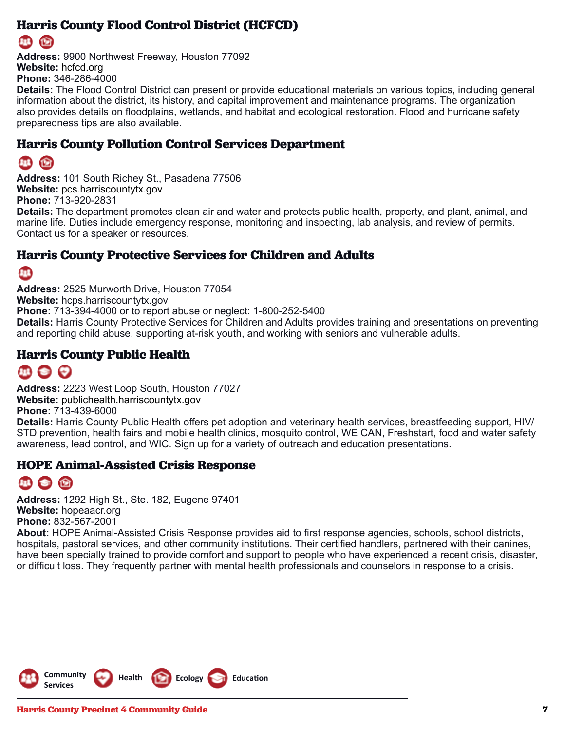## Harris County Flood Control District (HCFCD)

**Address:** 9900 Northwest Freeway, Houston 77092
**Website:** hcfcd.org
**Phone:** 346-286-4000
**Details:** The Flood Control District can present or provide educational materials on various topics, including general information about the district, its history, and capital improvement and maintenance programs. The organization also provides details on floodplains, wetlands, and habitat and ecological restoration. Flood and hurricane safety preparedness tips are also available.

## Harris County Pollution Control Services Department

**Address:** 101 South Richey St., Pasadena 77506
**Website:** pcs.harriscountytx.gov
**Phone:** 713-920-2831
**Details:** The department promotes clean air and water and protects public health, property, and plant, animal, and marine life. Duties include emergency response, monitoring and inspecting, lab analysis, and review of permits. Contact us for a speaker or resources.

## Harris County Protective Services for Children and Adults

**Address:** 2525 Murworth Drive, Houston 77054
**Website:** hcps.harriscountytx.gov
**Phone:** 713-394-4000 or to report abuse or neglect: 1-800-252-5400
**Details:** Harris County Protective Services for Children and Adults provides training and presentations on preventing and reporting child abuse, supporting at-risk youth, and working with seniors and vulnerable adults.

## Harris County Public Health

**Address:** 2223 West Loop South, Houston 77027
**Website:** publichealth.harriscountytx.gov
**Phone:** 713-439-6000
**Details:** Harris County Public Health offers pet adoption and veterinary health services, breastfeeding support, HIV/STD prevention, health fairs and mobile health clinics, mosquito control, WE CAN, Freshstart, food and water safety awareness, lead control, and WIC. Sign up for a variety of outreach and education presentations.

## HOPE Animal-Assisted Crisis Response

**Address:** 1292 High St., Ste. 182, Eugene 97401
**Website:** hopeaacr.org
**Phone:** 832-567-2001
**About:** HOPE Animal-Assisted Crisis Response provides aid to first response agencies, schools, school districts, hospitals, pastoral services, and other community institutions. Their certified handlers, partnered with their canines, have been specially trained to provide comfort and support to people who have experienced a recent crisis, disaster, or difficult loss. They frequently partner with mental health professionals and counselors in response to a crisis.

Community Services | Health | Ecology | Education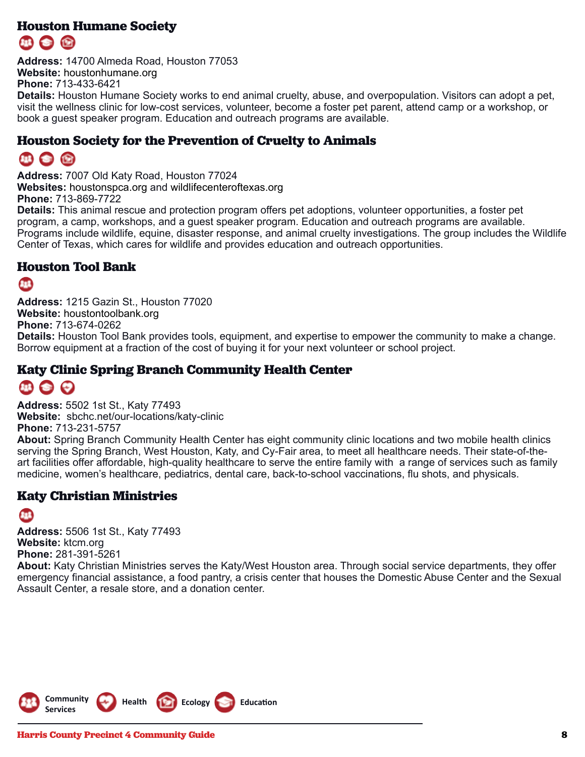## Houston Humane Society

**Address:** 14700 Almeda Road, Houston 77053
**Website:** houstonhumane.org
**Phone:** 713-433-6421
**Details:** Houston Humane Society works to end animal cruelty, abuse, and overpopulation. Visitors can adopt a pet, visit the wellness clinic for low-cost services, volunteer, become a foster pet parent, attend camp or a workshop, or book a guest speaker program. Education and outreach programs are available.

## Houston Society for the Prevention of Cruelty to Animals

**Address:** 7007 Old Katy Road, Houston 77024
**Websites:** houstonspca.org and wildlifecenteroftexas.org
**Phone:** 713-869-7722
**Details:** This animal rescue and protection program offers pet adoptions, volunteer opportunities, a foster pet program, a camp, workshops, and a guest speaker program. Education and outreach programs are available. Programs include wildlife, equine, disaster response, and animal cruelty investigations. The group includes the Wildlife Center of Texas, which cares for wildlife and provides education and outreach opportunities.

## Houston Tool Bank

**Address:** 1215 Gazin St., Houston 77020
**Website:** houstontoolbank.org
**Phone:** 713-674-0262
**Details:** Houston Tool Bank provides tools, equipment, and expertise to empower the community to make a change. Borrow equipment at a fraction of the cost of buying it for your next volunteer or school project.

## Katy Clinic Spring Branch Community Health Center

**Address:** 5502 1st St., Katy 77493
**Website:** sbchc.net/our-locations/katy-clinic
**Phone:** 713-231-5757
**About:** Spring Branch Community Health Center has eight community clinic locations and two mobile health clinics serving the Spring Branch, West Houston, Katy, and Cy-Fair area, to meet all healthcare needs. Their state-of-the-art facilities offer affordable, high-quality healthcare to serve the entire family with a range of services such as family medicine, women's healthcare, pediatrics, dental care, back-to-school vaccinations, flu shots, and physicals.

## Katy Christian Ministries

**Address:** 5506 1st St., Katy 77493
**Website:** ktcm.org
**Phone:** 281-391-5261
**About:** Katy Christian Ministries serves the Katy/West Houston area. Through social service departments, they offer emergency financial assistance, a food pantry, a crisis center that houses the Domestic Abuse Center and the Sexual Assault Center, a resale store, and a donation center.

Community Services | Health | Ecology | Education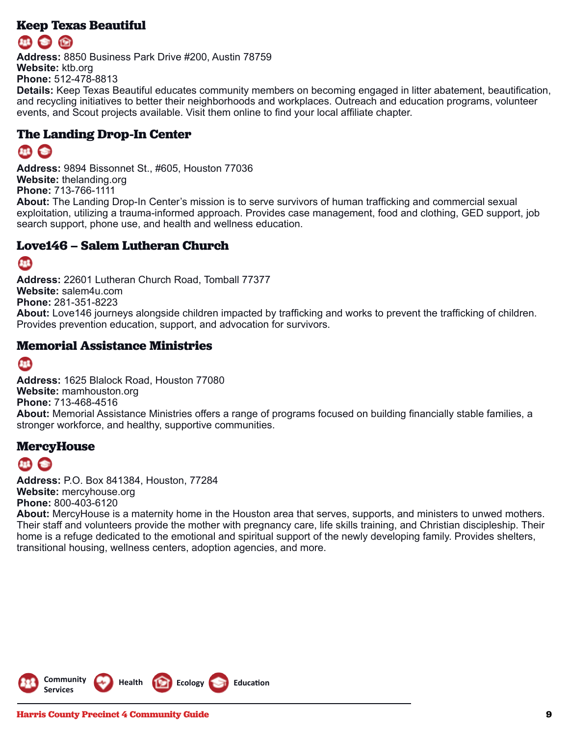## Keep Texas Beautiful

**Address:** 8850 Business Park Drive #200, Austin 78759
**Website:** ktb.org
**Phone:** 512-478-8813
**Details:** Keep Texas Beautiful educates community members on becoming engaged in litter abatement, beautification, and recycling initiatives to better their neighborhoods and workplaces. Outreach and education programs, volunteer events, and Scout projects available. Visit them online to find your local affiliate chapter.

## The Landing Drop-In Center

**Address:** 9894 Bissonnet St., #605, Houston 77036
**Website:** thelanding.org
**Phone:** 713-766-1111
**About:** The Landing Drop-In Center's mission is to serve survivors of human trafficking and commercial sexual exploitation, utilizing a trauma-informed approach. Provides case management, food and clothing, GED support, job search support, phone use, and health and wellness education.

## Love146 – Salem Lutheran Church

**Address:** 22601 Lutheran Church Road, Tomball 77377
**Website:** salem4u.com
**Phone:** 281-351-8223
**About:** Love146 journeys alongside children impacted by trafficking and works to prevent the trafficking of children. Provides prevention education, support, and advocation for survivors.

## Memorial Assistance Ministries

**Address:** 1625 Blalock Road, Houston 77080
**Website:** mamhouston.org
**Phone:** 713-468-4516
**About:** Memorial Assistance Ministries offers a range of programs focused on building financially stable families, a stronger workforce, and healthy, supportive communities.

## MercyHouse

**Address:** P.O. Box 841384, Houston, 77284
**Website:** mercyhouse.org
**Phone:** 800-403-6120
**About:** MercyHouse is a maternity home in the Houston area that serves, supports, and ministers to unwed mothers. Their staff and volunteers provide the mother with pregnancy care, life skills training, and Christian discipleship. Their home is a refuge dedicated to the emotional and spiritual support of the newly developing family. Provides shelters, transitional housing, wellness centers, adoption agencies, and more.

Community Services | Health | Ecology | Education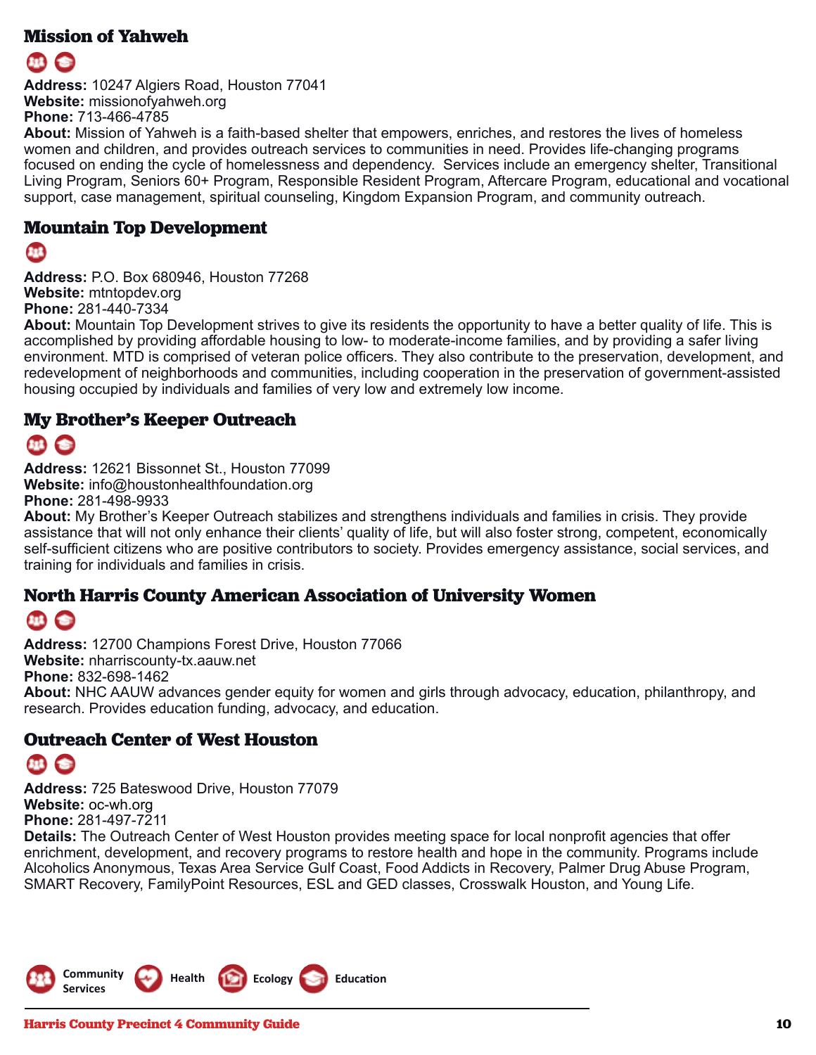## Mission of Yahweh

**Address:** 10247 Algiers Road, Houston 77041
**Website:** missionofyahweh.org
**Phone:** 713-466-4785
**About:** Mission of Yahweh is a faith-based shelter that empowers, enriches, and restores the lives of homeless women and children, and provides outreach services to communities in need. Provides life-changing programs focused on ending the cycle of homelessness and dependency. Services include an emergency shelter, Transitional Living Program, Seniors 60+ Program, Responsible Resident Program, Aftercare Program, educational and vocational support, case management, spiritual counseling, Kingdom Expansion Program, and community outreach.

## Mountain Top Development

**Address:** P.O. Box 680946, Houston 77268
**Website:** mtntopdev.org
**Phone:** 281-440-7334
**About:** Mountain Top Development strives to give its residents the opportunity to have a better quality of life. This is accomplished by providing affordable housing to low- to moderate-income families, and by providing a safer living environment. MTD is comprised of veteran police officers. They also contribute to the preservation, development, and redevelopment of neighborhoods and communities, including cooperation in the preservation of government-assisted housing occupied by individuals and families of very low and extremely low income.

## My Brother's Keeper Outreach

**Address:** 12621 Bissonnet St., Houston 77099
**Website:** info@houstonhealthfoundation.org
**Phone:** 281-498-9933
**About:** My Brother's Keeper Outreach stabilizes and strengthens individuals and families in crisis. They provide assistance that will not only enhance their clients' quality of life, but will also foster strong, competent, economically self-sufficient citizens who are positive contributors to society. Provides emergency assistance, social services, and training for individuals and families in crisis.

## North Harris County American Association of University Women

**Address:** 12700 Champions Forest Drive, Houston 77066
**Website:** nharriscounty-tx.aauw.net
**Phone:** 832-698-1462
**About:** NHC AAUW advances gender equity for women and girls through advocacy, education, philanthropy, and research. Provides education funding, advocacy, and education.

## Outreach Center of West Houston

**Address:** 725 Bateswood Drive, Houston 77079
**Website:** oc-wh.org
**Phone:** 281-497-7211
**Details:** The Outreach Center of West Houston provides meeting space for local nonprofit agencies that offer enrichment, development, and recovery programs to restore health and hope in the community. Programs include Alcoholics Anonymous, Texas Area Service Gulf Coast, Food Addicts in Recovery, Palmer Drug Abuse Program, SMART Recovery, FamilyPoint Resources, ESL and GED classes, Crosswalk Houston, and Young Life.

Community Services | Health | Ecology | Education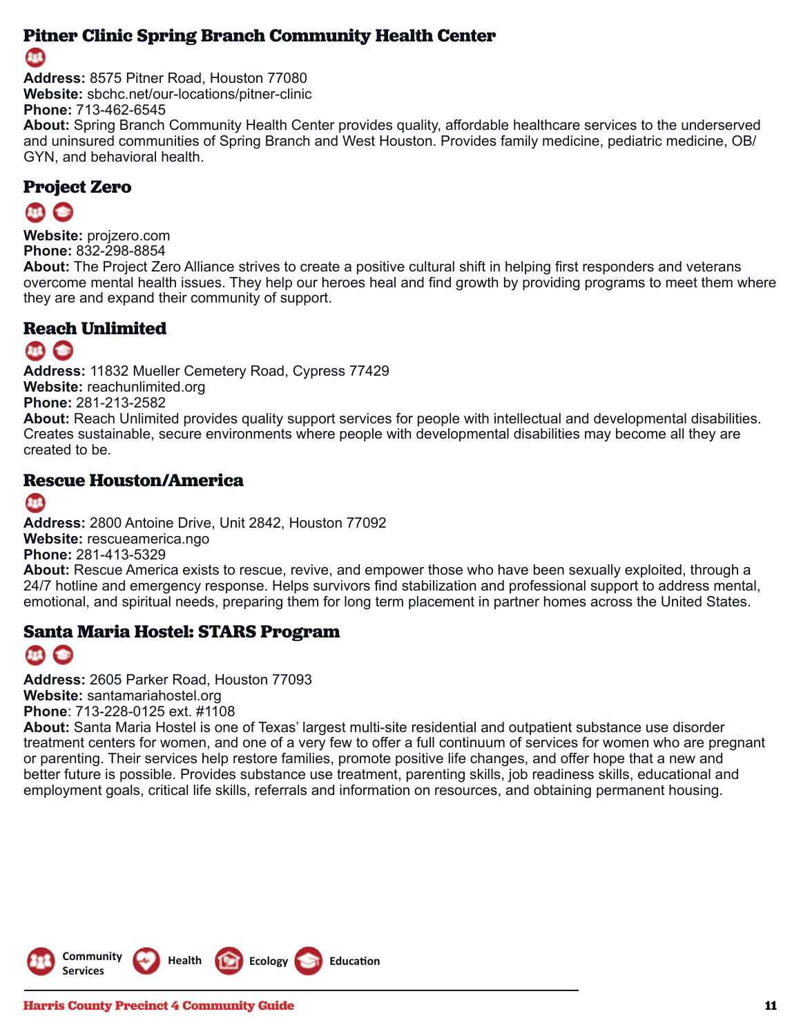## Pitner Clinic Spring Branch Community Health Center

**Address:** 8575 Pitner Road, Houston 77080
**Website:** sbchc.net/our-locations/pitner-clinic
**Phone:** 713-462-6545
**About:** Spring Branch Community Health Center provides quality, affordable healthcare services to the underserved and uninsured communities of Spring Branch and West Houston. Provides family medicine, pediatric medicine, OB/GYN, and behavioral health.

## Project Zero

**Website:** projzero.com
**Phone:** 832-298-8854
**About:** The Project Zero Alliance strives to create a positive cultural shift in helping first responders and veterans overcome mental health issues. They help our heroes heal and find growth by providing programs to meet them where they are and expand their community of support.

## Reach Unlimited

**Address:** 11832 Mueller Cemetery Road, Cypress 77429
**Website:** reachunlimited.org
**Phone:** 281-213-2582
**About:** Reach Unlimited provides quality support services for people with intellectual and developmental disabilities. Creates sustainable, secure environments where people with developmental disabilities may become all they are created to be.

## Rescue Houston/America

**Address:** 2800 Antoine Drive, Unit 2842, Houston 77092
**Website:** rescueamerica.ngo
**Phone:** 281-413-5329
**About:** Rescue America exists to rescue, revive, and empower those who have been sexually exploited, through a 24/7 hotline and emergency response. Helps survivors find stabilization and professional support to address mental, emotional, and spiritual needs, preparing them for long term placement in partner homes across the United States.

## Santa Maria Hostel: STARS Program

**Address:** 2605 Parker Road, Houston 77093
**Website:** santamariahostel.org
**Phone**: 713-228-0125 ext. #1108
**About:** Santa Maria Hostel is one of Texas' largest multi-site residential and outpatient substance use disorder treatment centers for women, and one of a very few to offer a full continuum of services for women who are pregnant or parenting. Their services help restore families, promote positive life changes, and offer hope that a new and better future is possible. Provides substance use treatment, parenting skills, job readiness skills, educational and employment goals, critical life skills, referrals and information on resources, and obtaining permanent housing.

Community Services | Health | Ecology | Education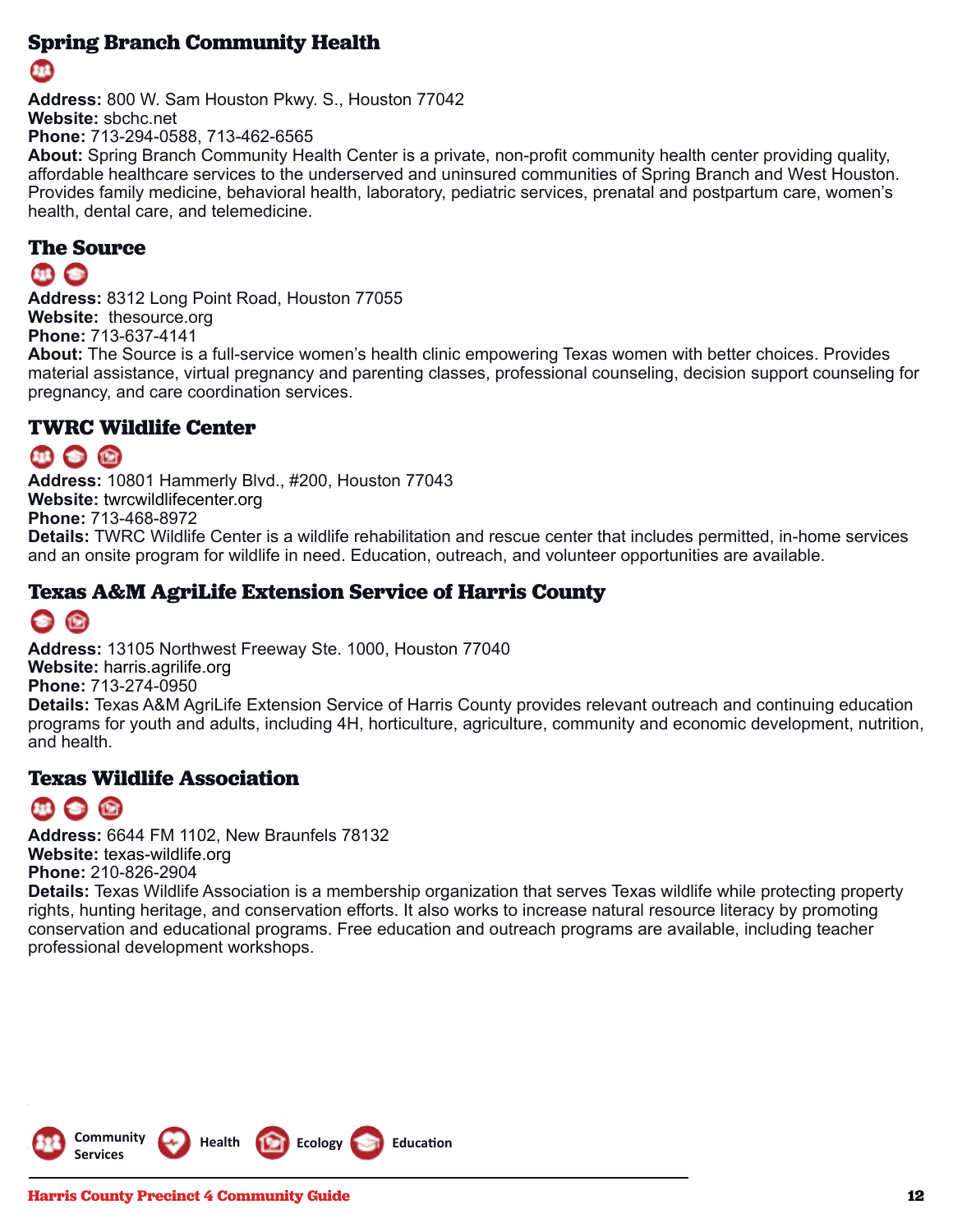## Spring Branch Community Health

**Address:** 800 W. Sam Houston Pkwy. S., Houston 77042
**Website:** sbchc.net
**Phone:** 713-294-0588, 713-462-6565
**About:** Spring Branch Community Health Center is a private, non-profit community health center providing quality, affordable healthcare services to the underserved and uninsured communities of Spring Branch and West Houston. Provides family medicine, behavioral health, laboratory, pediatric services, prenatal and postpartum care, women's health, dental care, and telemedicine.

## The Source

**Address:** 8312 Long Point Road, Houston 77055
**Website:** thesource.org
**Phone:** 713-637-4141
**About:** The Source is a full-service women's health clinic empowering Texas women with better choices. Provides material assistance, virtual pregnancy and parenting classes, professional counseling, decision support counseling for pregnancy, and care coordination services.

## TWRC Wildlife Center

**Address:** 10801 Hammerly Blvd., #200, Houston 77043
**Website:** twrcwildlifecenter.org
**Phone:** 713-468-8972
**Details:** TWRC Wildlife Center is a wildlife rehabilitation and rescue center that includes permitted, in-home services and an onsite program for wildlife in need. Education, outreach, and volunteer opportunities are available.

## Texas A&M AgriLife Extension Service of Harris County

**Address:** 13105 Northwest Freeway Ste. 1000, Houston 77040
**Website:** harris.agrilife.org
**Phone:** 713-274-0950
**Details:** Texas A&M AgriLife Extension Service of Harris County provides relevant outreach and continuing education programs for youth and adults, including 4H, horticulture, agriculture, community and economic development, nutrition, and health.

## Texas Wildlife Association

**Address:** 6644 FM 1102, New Braunfels 78132
**Website:** texas-wildlife.org
**Phone:** 210-826-2904
**Details:** Texas Wildlife Association is a membership organization that serves Texas wildlife while protecting property rights, hunting heritage, and conservation efforts. It also works to increase natural resource literacy by promoting conservation and educational programs. Free education and outreach programs are available, including teacher professional development workshops.

Community Services | Health | Ecology | Education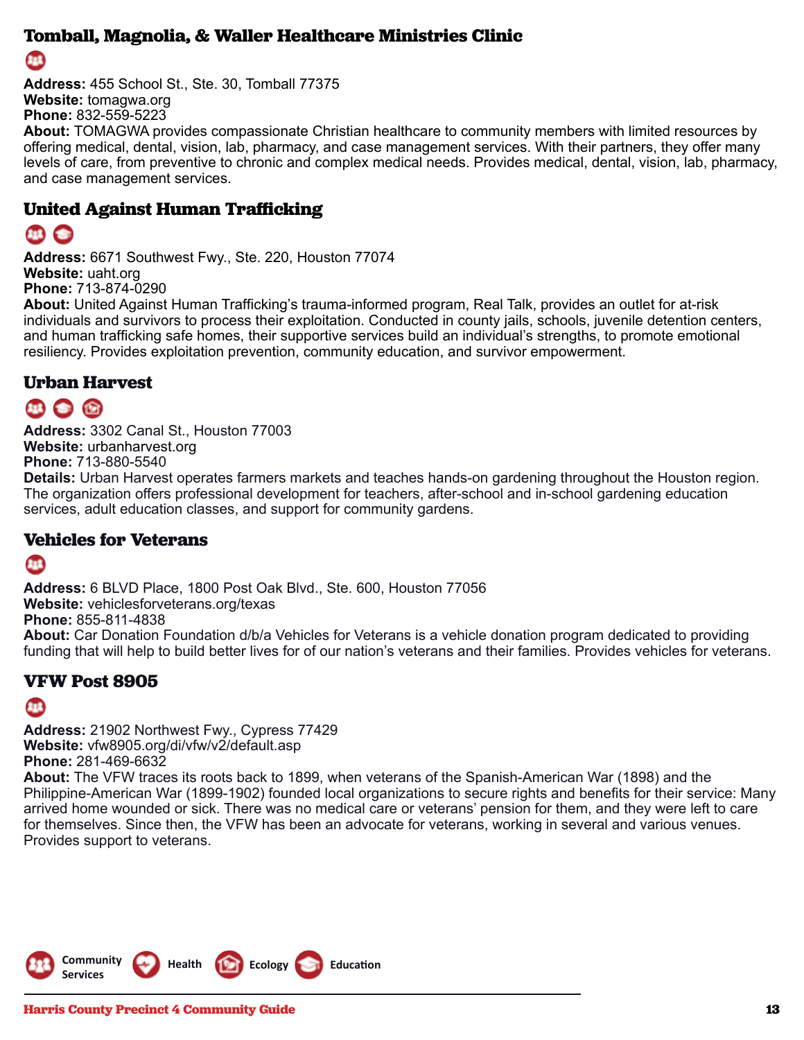## Tomball, Magnolia, & Waller Healthcare Ministries Clinic

**Address:** 455 School St., Ste. 30, Tomball 77375
**Website:** tomagwa.org
**Phone:** 832-559-5223
**About:** TOMAGWA provides compassionate Christian healthcare to community members with limited resources by offering medical, dental, vision, lab, pharmacy, and case management services. With their partners, they offer many levels of care, from preventive to chronic and complex medical needs. Provides medical, dental, vision, lab, pharmacy, and case management services.

## United Against Human Trafficking

**Address:** 6671 Southwest Fwy., Ste. 220, Houston 77074
**Website:** uaht.org
**Phone:** 713-874-0290
**About:** United Against Human Trafficking's trauma-informed program, Real Talk, provides an outlet for at-risk individuals and survivors to process their exploitation. Conducted in county jails, schools, juvenile detention centers, and human trafficking safe homes, their supportive services build an individual's strengths, to promote emotional resiliency. Provides exploitation prevention, community education, and survivor empowerment.

## Urban Harvest

**Address:** 3302 Canal St., Houston 77003
**Website:** urbanharvest.org
**Phone:** 713-880-5540
**Details:** Urban Harvest operates farmers markets and teaches hands-on gardening throughout the Houston region. The organization offers professional development for teachers, after-school and in-school gardening education services, adult education classes, and support for community gardens.

## Vehicles for Veterans

**Address:** 6 BLVD Place, 1800 Post Oak Blvd., Ste. 600, Houston 77056
**Website:** vehiclesforveterans.org/texas
**Phone:** 855-811-4838
**About:** Car Donation Foundation d/b/a Vehicles for Veterans is a vehicle donation program dedicated to providing funding that will help to build better lives for of our nation's veterans and their families. Provides vehicles for veterans.

## VFW Post 8905

**Address:** 21902 Northwest Fwy., Cypress 77429
**Website:** vfw8905.org/di/vfw/v2/default.asp
**Phone:** 281-469-6632
**About:** The VFW traces its roots back to 1899, when veterans of the Spanish-American War (1898) and the Philippine-American War (1899-1902) founded local organizations to secure rights and benefits for their service: Many arrived home wounded or sick. There was no medical care or veterans' pension for them, and they were left to care for themselves. Since then, the VFW has been an advocate for veterans, working in several and various venues. Provides support to veterans.

Community Services | Health | Ecology | Education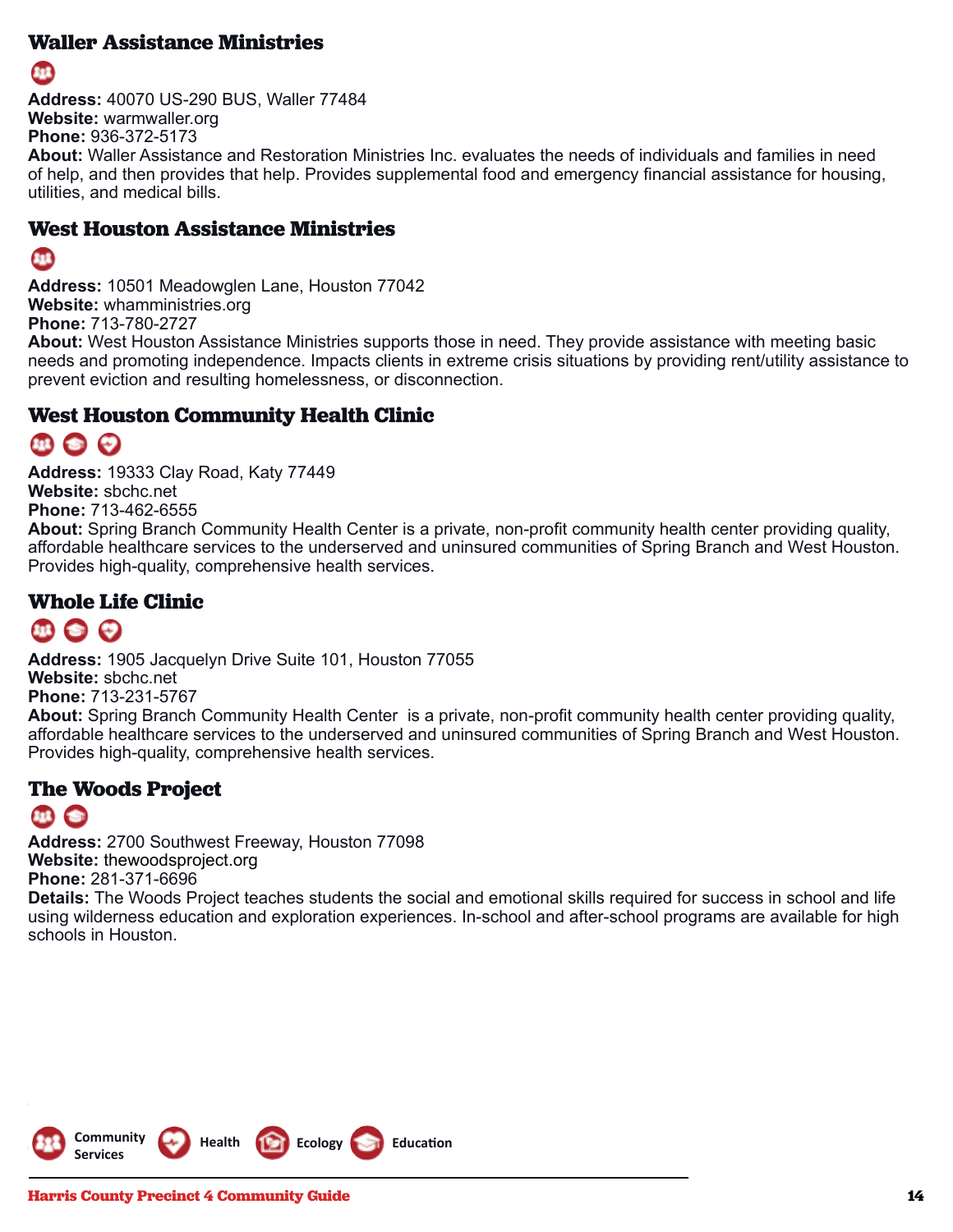## Waller Assistance Ministries

**Address:** 40070 US-290 BUS, Waller 77484
**Website:** warmwaller.org
**Phone:** 936-372-5173
**About:** Waller Assistance and Restoration Ministries Inc. evaluates the needs of individuals and families in need of help, and then provides that help. Provides supplemental food and emergency financial assistance for housing, utilities, and medical bills.

## West Houston Assistance Ministries

**Address:** 10501 Meadowglen Lane, Houston 77042
**Website:** whamministries.org
**Phone:** 713-780-2727
**About:** West Houston Assistance Ministries supports those in need. They provide assistance with meeting basic needs and promoting independence. Impacts clients in extreme crisis situations by providing rent/utility assistance to prevent eviction and resulting homelessness, or disconnection.

## West Houston Community Health Clinic

**Address:** 19333 Clay Road, Katy 77449
**Website:** sbchc.net
**Phone:** 713-462-6555
**About:** Spring Branch Community Health Center is a private, non-profit community health center providing quality, affordable healthcare services to the underserved and uninsured communities of Spring Branch and West Houston. Provides high-quality, comprehensive health services.

## Whole Life Clinic

**Address:** 1905 Jacquelyn Drive Suite 101, Houston 77055
**Website:** sbchc.net
**Phone:** 713-231-5767
**About:** Spring Branch Community Health Center is a private, non-profit community health center providing quality, affordable healthcare services to the underserved and uninsured communities of Spring Branch and West Houston. Provides high-quality, comprehensive health services.

## The Woods Project

**Address:** 2700 Southwest Freeway, Houston 77098
**Website:** thewoodsproject.org
**Phone:** 281-371-6696
**Details:** The Woods Project teaches students the social and emotional skills required for success in school and life using wilderness education and exploration experiences. In-school and after-school programs are available for high schools in Houston.

Community Services | Health | Ecology | Education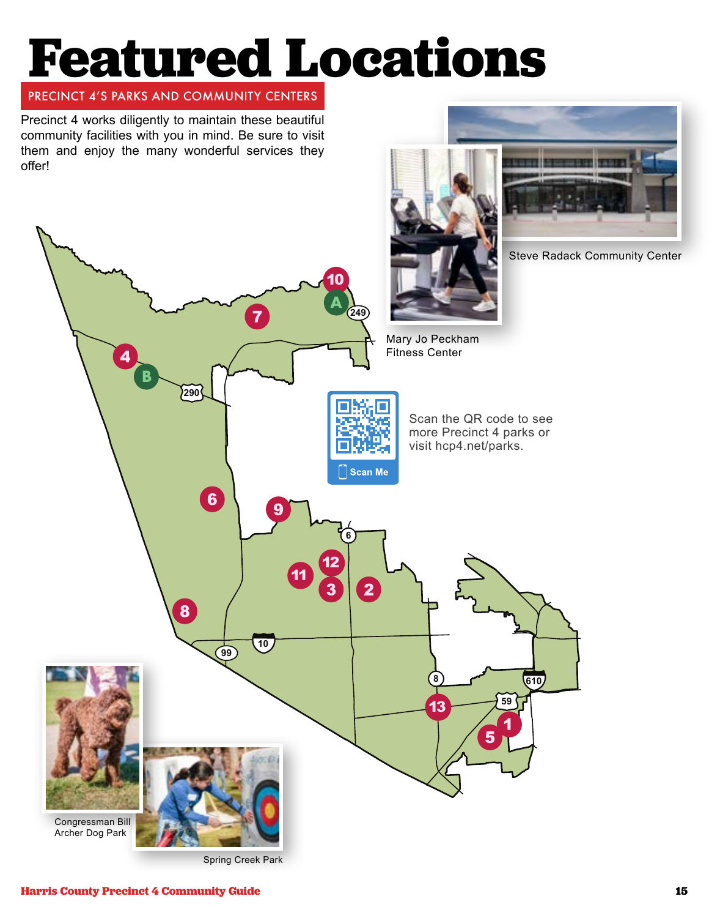# Featured Locations

## PRECINCT 4'S PARKS AND COMMUNITY CENTERS

Precinct 4 works diligently to maintain these beautiful community facilities with you in mind. Be sure to visit them and enjoy the many wonderful services they offer!

Steve Radack Community Center

Mary Jo Peckham Fitness Center

Scan the QR code to see more Precinct 4 parks or visit hcp4.net/parks.

Scan Me

Congressman Bill Archer Dog Park

Spring Creek Park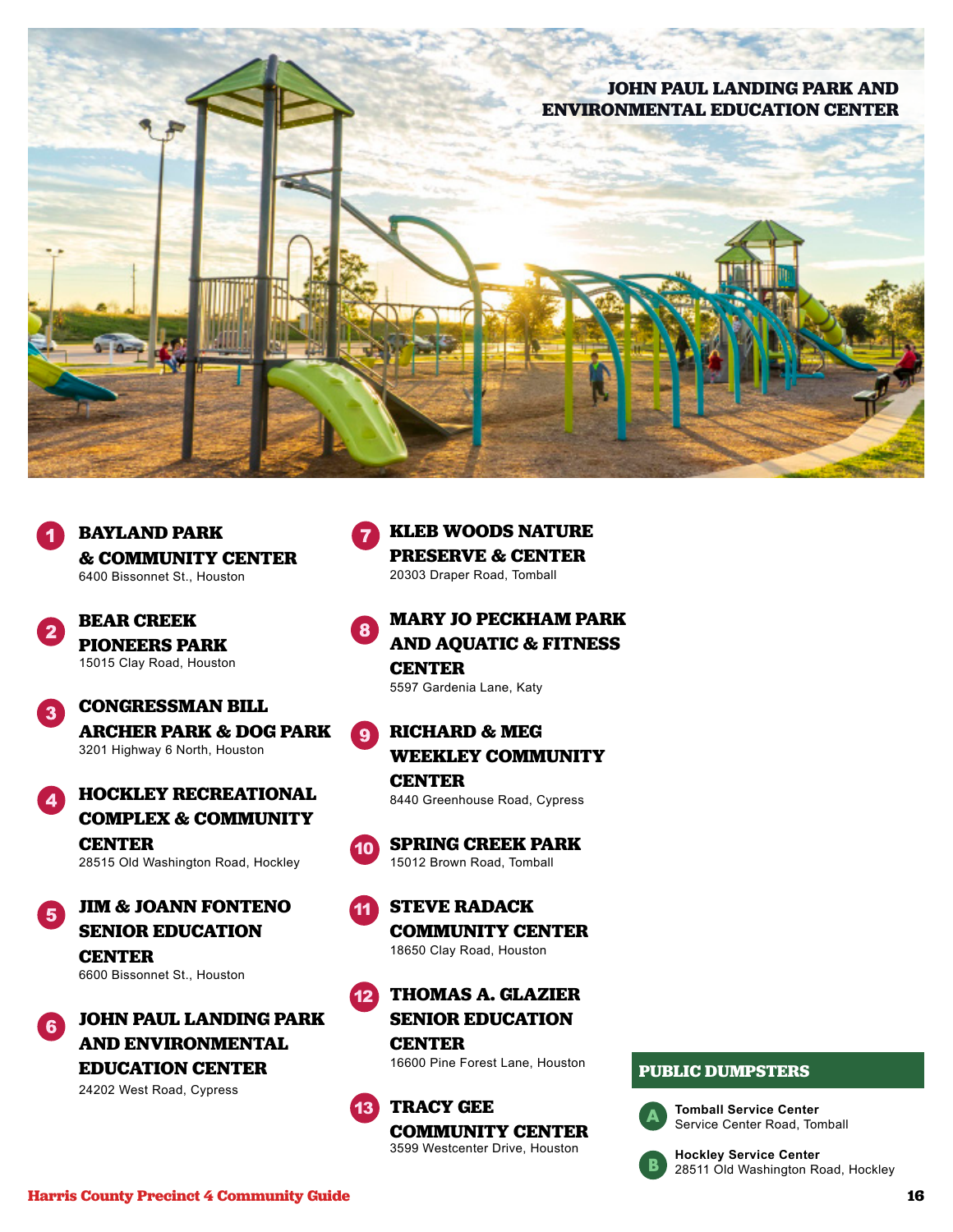JOHN PAUL LANDING PARK AND ENVIRONMENTAL EDUCATION CENTER

1. **BAYLAND PARK & COMMUNITY CENTER**
   6400 Bissonnet St., Houston

2. **BEAR CREEK PIONEERS PARK**
   15015 Clay Road, Houston

3. **CONGRESSMAN BILL ARCHER PARK & DOG PARK**
   3201 Highway 6 North, Houston

4. **HOCKLEY RECREATIONAL COMPLEX & COMMUNITY CENTER**
   28515 Old Washington Road, Hockley

5. **JIM & JOANN FONTENO SENIOR EDUCATION CENTER**
   6600 Bissonnet St., Houston

6. **JOHN PAUL LANDING PARK AND ENVIRONMENTAL EDUCATION CENTER**
   24202 West Road, Cypress

7. **KLEB WOODS NATURE PRESERVE & CENTER**
   20303 Draper Road, Tomball

8. **MARY JO PECKHAM PARK AND AQUATIC & FITNESS CENTER**
   5597 Gardenia Lane, Katy

9. **RICHARD & MEG WEEKLEY COMMUNITY CENTER**
   8440 Greenhouse Road, Cypress

10. **SPRING CREEK PARK**
    15012 Brown Road, Tomball

11. **STEVE RADACK COMMUNITY CENTER**
    18650 Clay Road, Houston

12. **THOMAS A. GLAZIER SENIOR EDUCATION CENTER**
    16600 Pine Forest Lane, Houston

13. **TRACY GEE COMMUNITY CENTER**
    3599 Westcenter Drive, Houston

## PUBLIC DUMPSTERS

- **A** — **Tomball Service Center**
  Service Center Road, Tomball
- **B** — **Hockley Service Center**
  28511 Old Washington Road, Hockley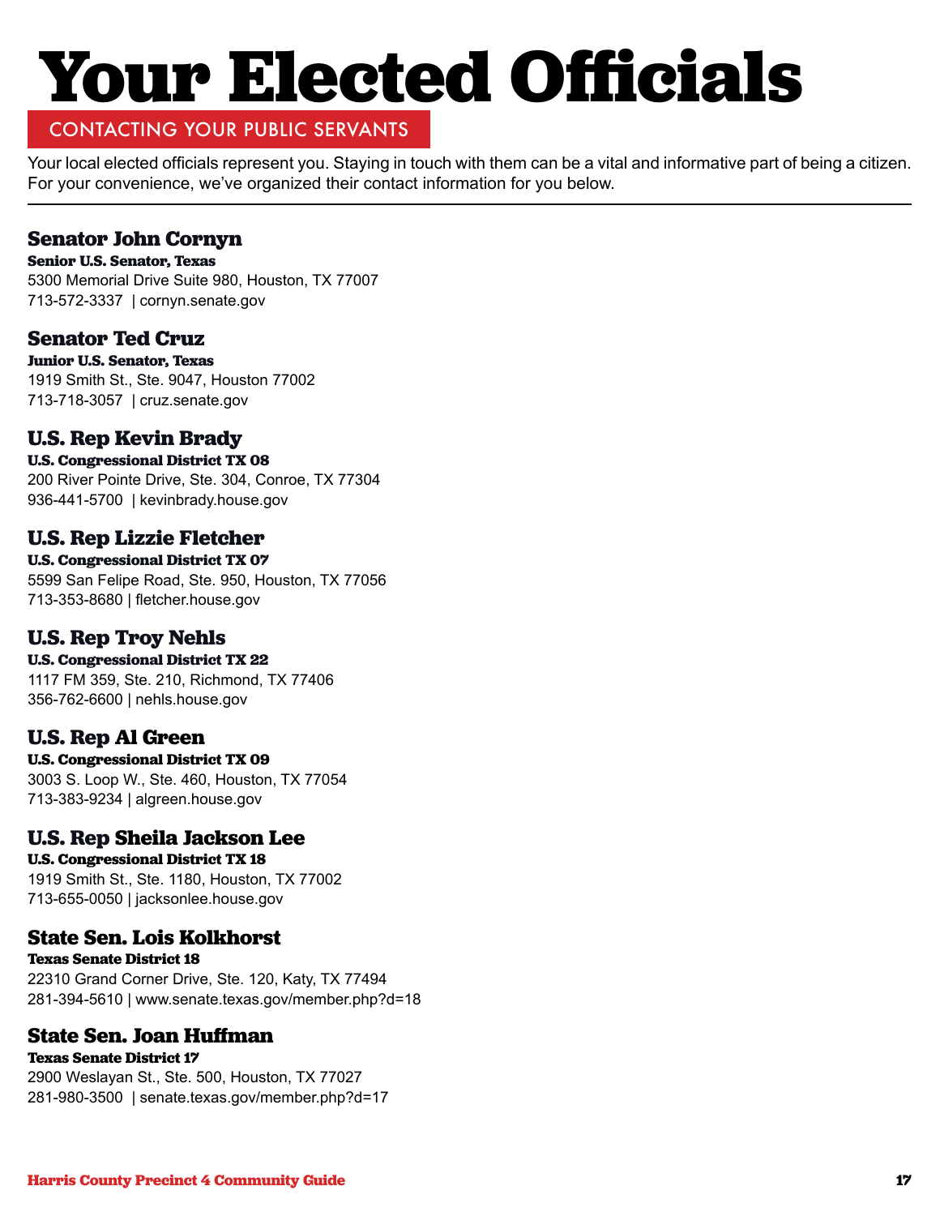# Your Elected Officials

## CONTACTING YOUR PUBLIC SERVANTS

Your local elected officials represent you. Staying in touch with them can be a vital and informative part of being a citizen. For your convenience, we've organized their contact information for you below.

---

### Senator John Cornyn

**Senior U.S. Senator, Texas**
5300 Memorial Drive Suite 980, Houston, TX 77007
713-572-3337 | cornyn.senate.gov

### Senator Ted Cruz

**Junior U.S. Senator, Texas**
1919 Smith St., Ste. 9047, Houston 77002
713-718-3057 | cruz.senate.gov

### U.S. Rep Kevin Brady

**U.S. Congressional District TX 08**
200 River Pointe Drive, Ste. 304, Conroe, TX 77304
936-441-5700 | kevinbrady.house.gov

### U.S. Rep Lizzie Fletcher

**U.S. Congressional District TX 07**
5599 San Felipe Road, Ste. 950, Houston, TX 77056
713-353-8680 | fletcher.house.gov

### U.S. Rep Troy Nehls

**U.S. Congressional District TX 22**
1117 FM 359, Ste. 210, Richmond, TX 77406
356-762-6600 | nehls.house.gov

### U.S. Rep Al Green

**U.S. Congressional District TX 09**
3003 S. Loop W., Ste. 460, Houston, TX 77054
713-383-9234 | algreen.house.gov

### U.S. Rep Sheila Jackson Lee

**U.S. Congressional District TX 18**
1919 Smith St., Ste. 1180, Houston, TX 77002
713-655-0050 | jacksonlee.house.gov

### State Sen. Lois Kolkhorst

**Texas Senate District 18**
22310 Grand Corner Drive, Ste. 120, Katy, TX 77494
281-394-5610 | www.senate.texas.gov/member.php?d=18

### State Sen. Joan Huffman

**Texas Senate District 17**
2900 Weslayan St., Ste. 500, Houston, TX 77027
281-980-3500 | senate.texas.gov/member.php?d=17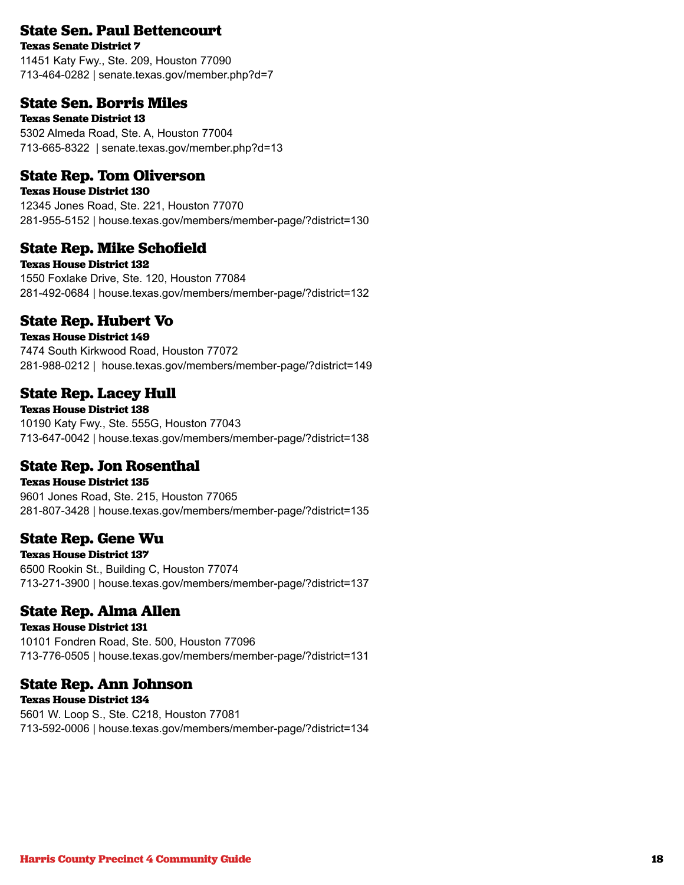## State Sen. Paul Bettencourt

**Texas Senate District 7**

11451 Katy Fwy., Ste. 209, Houston 77090
713-464-0282 | senate.texas.gov/member.php?d=7

## State Sen. Borris Miles

**Texas Senate District 13**

5302 Almeda Road, Ste. A, Houston 77004
713-665-8322 | senate.texas.gov/member.php?d=13

## State Rep. Tom Oliverson

**Texas House District 130**

12345 Jones Road, Ste. 221, Houston 77070
281-955-5152 | house.texas.gov/members/member-page/?district=130

## State Rep. Mike Schofield

**Texas House District 132**

1550 Foxlake Drive, Ste. 120, Houston 77084
281-492-0684 | house.texas.gov/members/member-page/?district=132

## State Rep. Hubert Vo

**Texas House District 149**

7474 South Kirkwood Road, Houston 77072
281-988-0212 | house.texas.gov/members/member-page/?district=149

## State Rep. Lacey Hull

**Texas House District 138**

10190 Katy Fwy., Ste. 555G, Houston 77043
713-647-0042 | house.texas.gov/members/member-page/?district=138

## State Rep. Jon Rosenthal

**Texas House District 135**

9601 Jones Road, Ste. 215, Houston 77065
281-807-3428 | house.texas.gov/members/member-page/?district=135

## State Rep. Gene Wu

**Texas House District 137**

6500 Rookin St., Building C, Houston 77074
713-271-3900 | house.texas.gov/members/member-page/?district=137

## State Rep. Alma Allen

**Texas House District 131**

10101 Fondren Road, Ste. 500, Houston 77096
713-776-0505 | house.texas.gov/members/member-page/?district=131

## State Rep. Ann Johnson

**Texas House District 134**

5601 W. Loop S., Ste. C218, Houston 77081
713-592-0006 | house.texas.gov/members/member-page/?district=134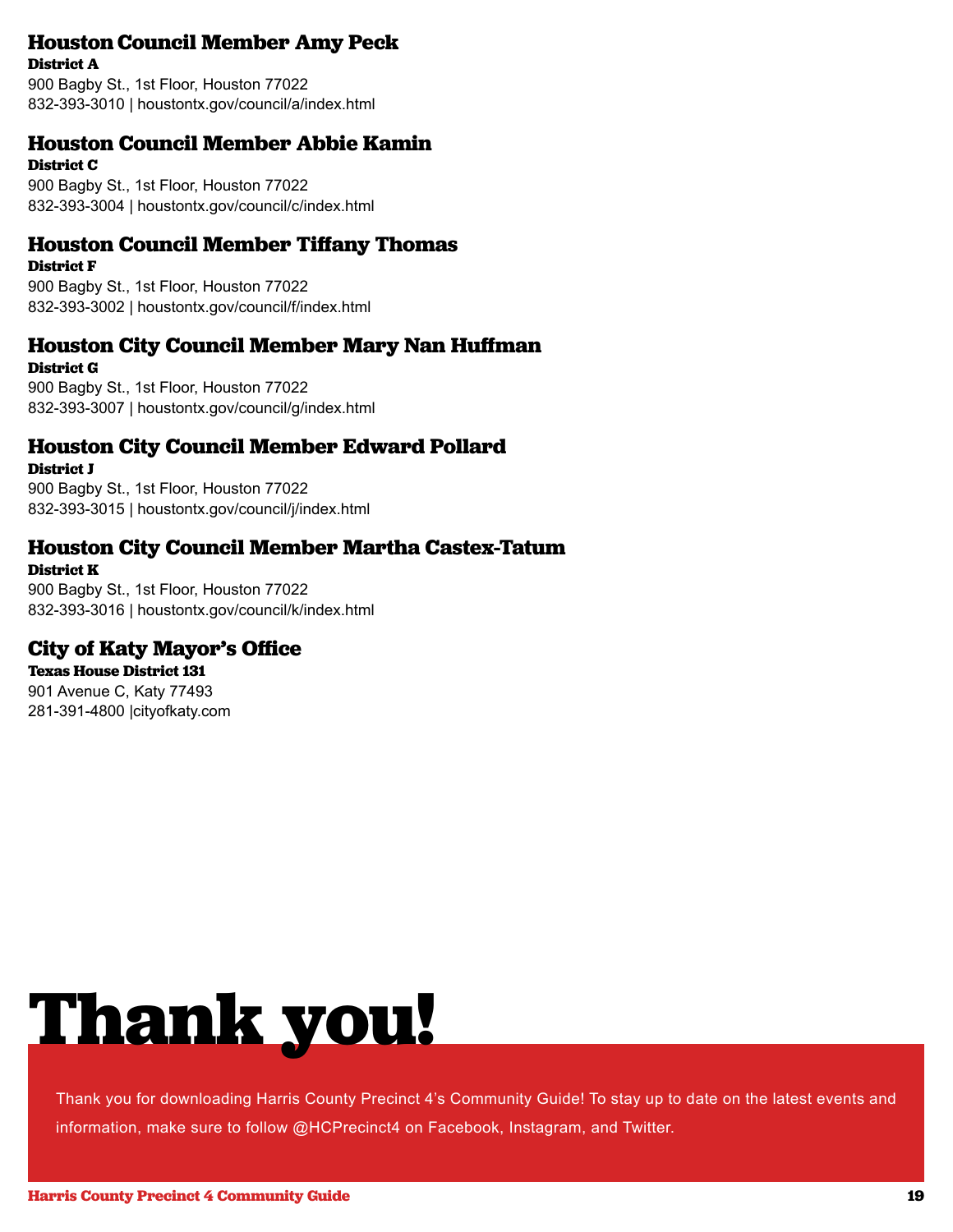### Houston Council Member Amy Peck

**District A**

900 Bagby St., 1st Floor, Houston 77022
832-393-3010 | houstontx.gov/council/a/index.html

### Houston Council Member Abbie Kamin

**District C**

900 Bagby St., 1st Floor, Houston 77022
832-393-3004 | houstontx.gov/council/c/index.html

### Houston Council Member Tiffany Thomas

**District F**

900 Bagby St., 1st Floor, Houston 77022
832-393-3002 | houstontx.gov/council/f/index.html

### Houston City Council Member Mary Nan Huffman

**District G**

900 Bagby St., 1st Floor, Houston 77022
832-393-3007 | houstontx.gov/council/g/index.html

### Houston City Council Member Edward Pollard

**District J**

900 Bagby St., 1st Floor, Houston 77022
832-393-3015 | houstontx.gov/council/j/index.html

### Houston City Council Member Martha Castex-Tatum

**District K**

900 Bagby St., 1st Floor, Houston 77022
832-393-3016 | houstontx.gov/council/k/index.html

### City of Katy Mayor's Office

**Texas House District 131**

901 Avenue C, Katy 77493
281-391-4800 |cityofkaty.com

# Thank you!

Thank you for downloading Harris County Precinct 4's Community Guide! To stay up to date on the latest events and information, make sure to follow @HCPrecinct4 on Facebook, Instagram, and Twitter.